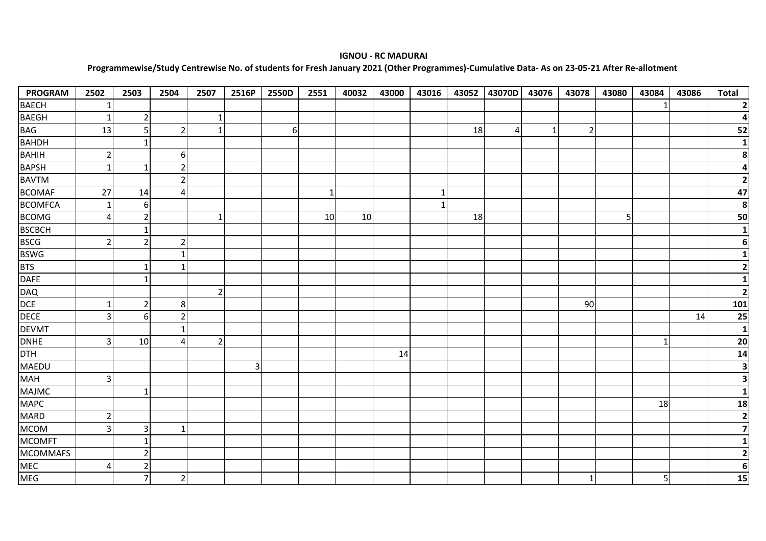**IGNOU - RC MADURAI**

**Programmewise/Study Centrewise No. of students for Fresh January 2021 (Other Programmes)-Cumulative Data- As on 23-05-21 After Re-allotment**

| PROGRAM | 2502 | 2503 | 2504 | 2507 | 2516P | 2550D | 2551 | 40032 | 43000 | 43016 | 43052 | 43070D | 43076 | 43078 | 43080 | 43084 | 43086 | Total |
|---|---|---|---|---|---|---|---|---|---|---|---|---|---|---|---|---|---|---|
| BAECH | 1 | | | | | | | | | | | | | | | 1 | | **2** |
| BAEGH | 1 | 2 | | 1 | | | | | | | | | | | | | | **4** |
| BAG | 13 | 5 | 2 | 1 | | 6 | | | | | 18 | 4 | 1 | 2 | | | | **52** |
| BAHDH | | 1 | | | | | | | | | | | | | | | | **1** |
| BAHIH | 2 | | 6 | | | | | | | | | | | | | | | **8** |
| BAPSH | 1 | 1 | 2 | | | | | | | | | | | | | | | **4** |
| BAVTM | | | 2 | | | | | | | | | | | | | | | **2** |
| BCOMAF | 27 | 14 | 4 | | | | 1 | | | 1 | | | | | | | | **47** |
| BCOMFCA | 1 | 6 | | | | | | | | 1 | | | | | | | | **8** |
| BCOMG | 4 | 2 | | 1 | | | 10 | 10 | | | 18 | | | | 5 | | | **50** |
| BSCBCH | | 1 | | | | | | | | | | | | | | | | **1** |
| BSCG | 2 | 2 | 2 | | | | | | | | | | | | | | | **6** |
| BSWG | | | 1 | | | | | | | | | | | | | | | **1** |
| BTS | | 1 | 1 | | | | | | | | | | | | | | | **2** |
| DAFE | | 1 | | | | | | | | | | | | | | | | **1** |
| DAQ | | | | 2 | | | | | | | | | | | | | | **2** |
| DCE | 1 | 2 | 8 | | | | | | | | | | | 90 | | | | **101** |
| DECE | 3 | 6 | 2 | | | | | | | | | | | | | | 14 | **25** |
| DEVMT | | | 1 | | | | | | | | | | | | | | | **1** |
| DNHE | 3 | 10 | 4 | 2 | | | | | | | | | | | | 1 | | **20** |
| DTH | | | | | | | | | 14 | | | | | | | | | **14** |
| MAEDU | | | | | 3 | | | | | | | | | | | | | **3** |
| MAH | 3 | | | | | | | | | | | | | | | | | **3** |
| MAJMC | | 1 | | | | | | | | | | | | | | | | **1** |
| MAPC | | | | | | | | | | | | | | | | 18 | | **18** |
| MARD | 2 | | | | | | | | | | | | | | | | | **2** |
| MCOM | 3 | 3 | 1 | | | | | | | | | | | | | | | **7** |
| MCOMFT | | 1 | | | | | | | | | | | | | | | | **1** |
| MCOMMAFS | | 2 | | | | | | | | | | | | | | | | **2** |
| MEC | 4 | 2 | | | | | | | | | | | | | | | | **6** |
| MEG | | 7 | 2 | | | | | | | | | | | 1 | | 5 | | **15** |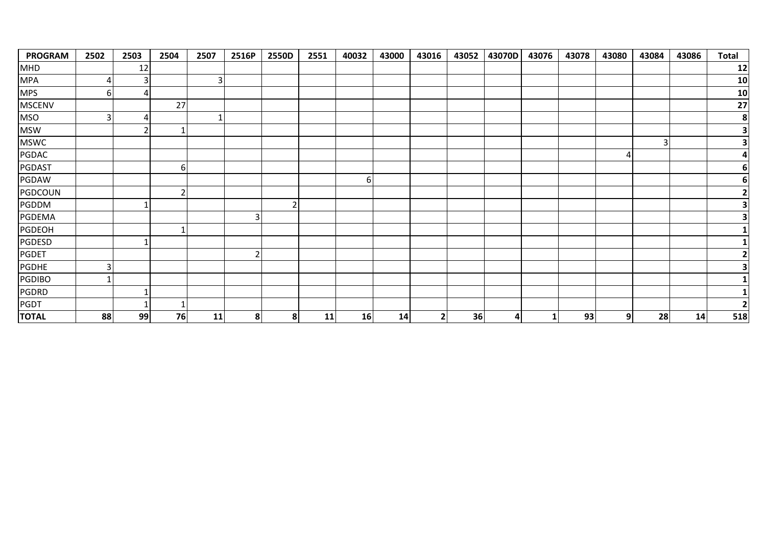| PROGRAM | 2502 | 2503 | 2504 | 2507 | 2516P | 2550D | 2551 | 40032 | 43000 | 43016 | 43052 | 43070D | 43076 | 43078 | 43080 | 43084 | 43086 | Total |
|---|---|---|---|---|---|---|---|---|---|---|---|---|---|---|---|---|---|---|
| MHD | | 12 | | | | | | | | | | | | | | | | **12** |
| MPA | 4 | 3 | | 3 | | | | | | | | | | | | | | **10** |
| MPS | 6 | 4 | | | | | | | | | | | | | | | | **10** |
| MSCENV | | | 27 | | | | | | | | | | | | | | | **27** |
| MSO | 3 | 4 | | 1 | | | | | | | | | | | | | | **8** |
| MSW | | 2 | 1 | | | | | | | | | | | | | | | **3** |
| MSWC | | | | | | | | | | | | | | | | 3 | | **3** |
| PGDAC | | | | | | | | | | | | | | | 4 | | | **4** |
| PGDAST | | | 6 | | | | | | | | | | | | | | | **6** |
| PGDAW | | | | | | | | 6 | | | | | | | | | | **6** |
| PGDCOUN | | | 2 | | | | | | | | | | | | | | | **2** |
| PGDDM | | 1 | | | | 2 | | | | | | | | | | | | **3** |
| PGDEMA | | | | | 3 | | | | | | | | | | | | | **3** |
| PGDEOH | | | 1 | | | | | | | | | | | | | | | **1** |
| PGDESD | | 1 | | | | | | | | | | | | | | | | **1** |
| PGDET | | | | | 2 | | | | | | | | | | | | | **2** |
| PGDHE | 3 | | | | | | | | | | | | | | | | | **3** |
| PGDIBO | 1 | | | | | | | | | | | | | | | | | **1** |
| PGDRD | | 1 | | | | | | | | | | | | | | | | **1** |
| PGDT | | 1 | 1 | | | | | | | | | | | | | | | **2** |
| **TOTAL** | **88** | **99** | **76** | **11** | **8** | **8** | **11** | **16** | **14** | **2** | **36** | **4** | **1** | **93** | **9** | **28** | **14** | **518** |